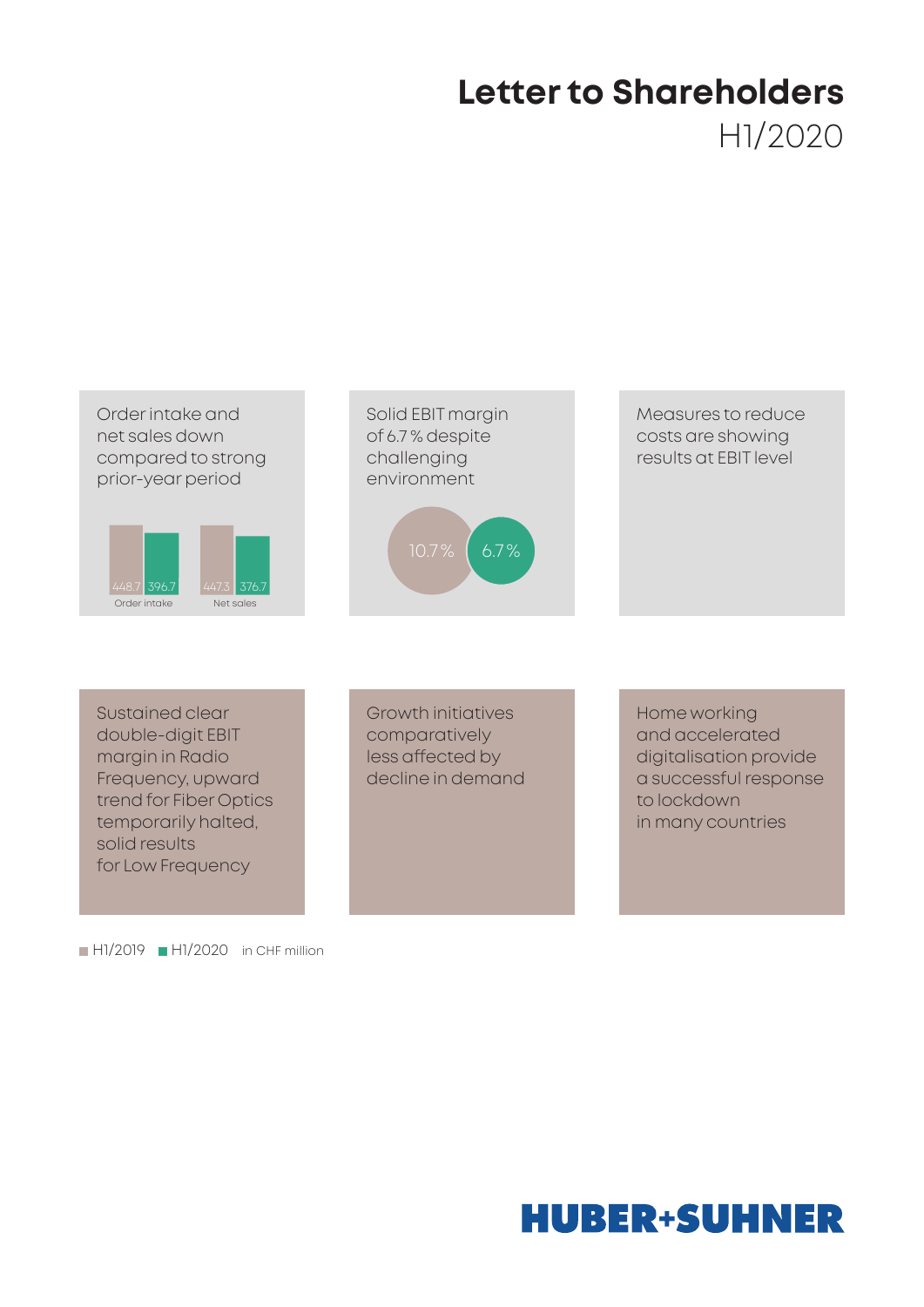# Letter to Shareholders

## H1/2020

Order intake and net sales down compared to strong prior-year period

| | H1/2019 | H1/2020 |
|---|---|---|
| Order intake | 448.7 | 396.7 |
| Net sales | 447.3 | 376.7 |

Solid EBIT margin of 6.7 % despite challenging environment

10.7 % | 6.7 %

Measures to reduce costs are showing results at EBIT level

Sustained clear double-digit EBIT margin in Radio Frequency, upward trend for Fiber Optics temporarily halted, solid results for Low Frequency

Growth initiatives comparatively less affected by decline in demand

Home working and accelerated digitalisation provide a successful response to lockdown in many countries

H1/2019 H1/2020 in CHF million

HUBER+SUHNER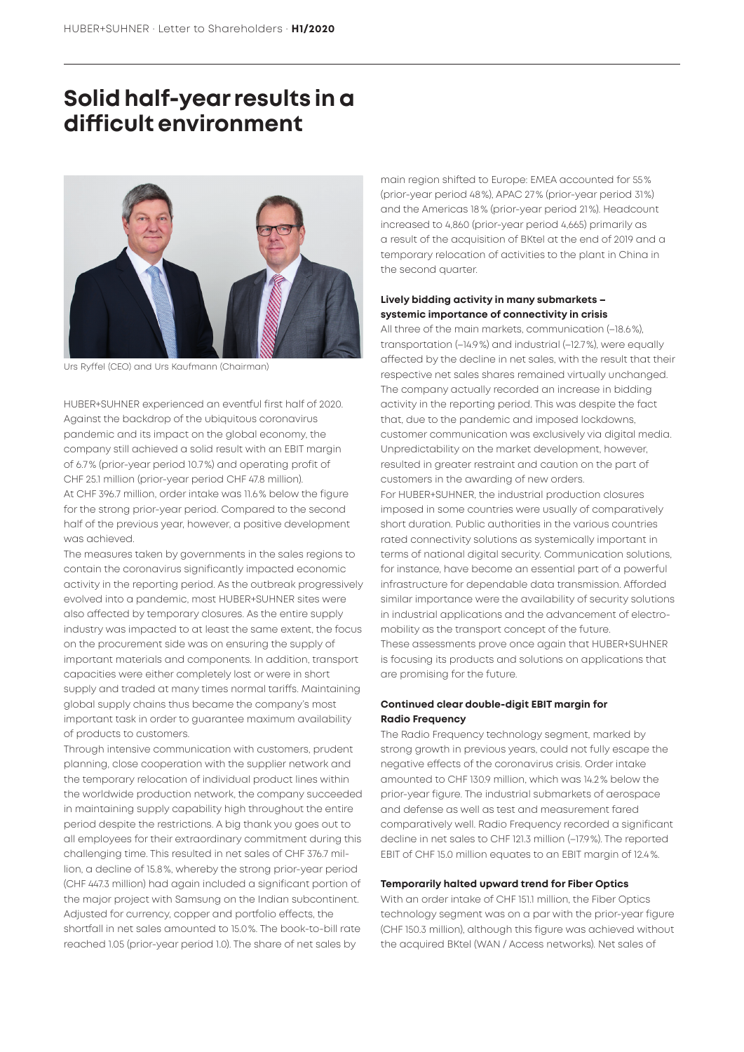# Solid half-year results in a difficult environment

Urs Ryffel (CEO) and Urs Kaufmann (Chairman)

HUBER+SUHNER experienced an eventful first half of 2020. Against the backdrop of the ubiquitous coronavirus pandemic and its impact on the global economy, the company still achieved a solid result with an EBIT margin of 6.7% (prior-year period 10.7%) and operating profit of CHF 25.1 million (prior-year period CHF 47.8 million). At CHF 396.7 million, order intake was 11.6% below the figure for the strong prior-year period. Compared to the second half of the previous year, however, a positive development was achieved.

The measures taken by governments in the sales regions to contain the coronavirus significantly impacted economic activity in the reporting period. As the outbreak progressively evolved into a pandemic, most HUBER+SUHNER sites were also affected by temporary closures. As the entire supply industry was impacted to at least the same extent, the focus on the procurement side was on ensuring the supply of important materials and components. In addition, transport capacities were either completely lost or were in short supply and traded at many times normal tariffs. Maintaining global supply chains thus became the company's most important task in order to guarantee maximum availability of products to customers.

Through intensive communication with customers, prudent planning, close cooperation with the supplier network and the temporary relocation of individual product lines within the worldwide production network, the company succeeded in maintaining supply capability high throughout the entire period despite the restrictions. A big thank you goes out to all employees for their extraordinary commitment during this challenging time. This resulted in net sales of CHF 376.7 million, a decline of 15.8%, whereby the strong prior-year period (CHF 447.3 million) had again included a significant portion of the major project with Samsung on the Indian subcontinent. Adjusted for currency, copper and portfolio effects, the shortfall in net sales amounted to 15.0%. The book-to-bill rate reached 1.05 (prior-year period 1.0). The share of net sales by main region shifted to Europe: EMEA accounted for 55% (prior-year period 48%), APAC 27% (prior-year period 31%) and the Americas 18% (prior-year period 21%). Headcount increased to 4,860 (prior-year period 4,665) primarily as a result of the acquisition of BKtel at the end of 2019 and a temporary relocation of activities to the plant in China in the second quarter.

### Lively bidding activity in many submarkets – systemic importance of connectivity in crisis

All three of the main markets, communication (–18.6%), transportation (–14.9%) and industrial (–12.7%), were equally affected by the decline in net sales, with the result that their respective net sales shares remained virtually unchanged. The company actually recorded an increase in bidding activity in the reporting period. This was despite the fact that, due to the pandemic and imposed lockdowns, customer communication was exclusively via digital media. Unpredictability on the market development, however, resulted in greater restraint and caution on the part of customers in the awarding of new orders.

For HUBER+SUHNER, the industrial production closures imposed in some countries were usually of comparatively short duration. Public authorities in the various countries rated connectivity solutions as systemically important in terms of national digital security. Communication solutions, for instance, have become an essential part of a powerful infrastructure for dependable data transmission. Afforded similar importance were the availability of security solutions in industrial applications and the advancement of electro-mobility as the transport concept of the future.

These assessments prove once again that HUBER+SUHNER is focusing its products and solutions on applications that are promising for the future.

### Continued clear double-digit EBIT margin for Radio Frequency

The Radio Frequency technology segment, marked by strong growth in previous years, could not fully escape the negative effects of the coronavirus crisis. Order intake amounted to CHF 130.9 million, which was 14.2% below the prior-year figure. The industrial submarkets of aerospace and defense as well as test and measurement fared comparatively well. Radio Frequency recorded a significant decline in net sales to CHF 121.3 million (–17.9%). The reported EBIT of CHF 15.0 million equates to an EBIT margin of 12.4%.

### Temporarily halted upward trend for Fiber Optics

With an order intake of CHF 151.1 million, the Fiber Optics technology segment was on a par with the prior-year figure (CHF 150.3 million), although this figure was achieved without the acquired BKtel (WAN / Access networks). Net sales of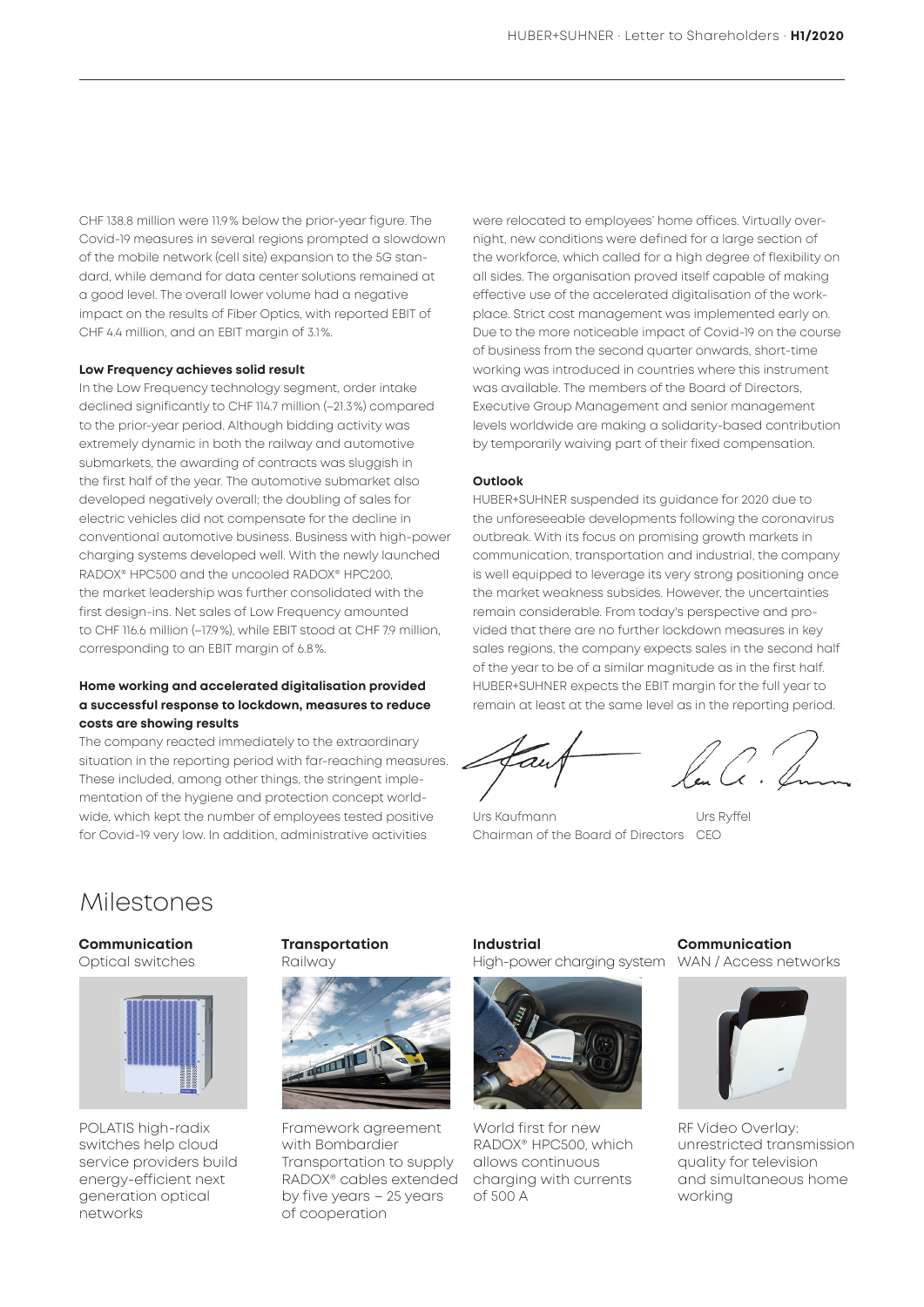CHF 138.8 million were 11.9% below the prior-year figure. The Covid-19 measures in several regions prompted a slowdown of the mobile network (cell site) expansion to the 5G standard, while demand for data center solutions remained at a good level. The overall lower volume had a negative impact on the results of Fiber Optics, with reported EBIT of CHF 4.4 million, and an EBIT margin of 3.1%.

**Low Frequency achieves solid result**

In the Low Frequency technology segment, order intake declined significantly to CHF 114.7 million (–21.3%) compared to the prior-year period. Although bidding activity was extremely dynamic in both the railway and automotive submarkets, the awarding of contracts was sluggish in the first half of the year. The automotive submarket also developed negatively overall; the doubling of sales for electric vehicles did not compensate for the decline in conventional automotive business. Business with high-power charging systems developed well. With the newly launched RADOX® HPC500 and the uncooled RADOX® HPC200, the market leadership was further consolidated with the first design-ins. Net sales of Low Frequency amounted to CHF 116.6 million (–17.9%), while EBIT stood at CHF 7.9 million, corresponding to an EBIT margin of 6.8%.

**Home working and accelerated digitalisation provided a successful response to lockdown, measures to reduce costs are showing results**

The company reacted immediately to the extraordinary situation in the reporting period with far-reaching measures. These included, among other things, the stringent implementation of the hygiene and protection concept worldwide, which kept the number of employees tested positive for Covid-19 very low. In addition, administrative activities were relocated to employees' home offices. Virtually overnight, new conditions were defined for a large section of the workforce, which called for a high degree of flexibility on all sides. The organisation proved itself capable of making effective use of the accelerated digitalisation of the workplace. Strict cost management was implemented early on. Due to the more noticeable impact of Covid-19 on the course of business from the second quarter onwards, short-time working was introduced in countries where this instrument was available. The members of the Board of Directors, Executive Group Management and senior management levels worldwide are making a solidarity-based contribution by temporarily waiving part of their fixed compensation.

**Outlook**

HUBER+SUHNER suspended its guidance for 2020 due to the unforeseeable developments following the coronavirus outbreak. With its focus on promising growth markets in communication, transportation and industrial, the company is well equipped to leverage its very strong positioning once the market weakness subsides. However, the uncertainties remain considerable. From today's perspective and provided that there are no further lockdown measures in key sales regions, the company expects sales in the second half of the year to be of a similar magnitude as in the first half. HUBER+SUHNER expects the EBIT margin for the full year to remain at least at the same level as in the reporting period.

Urs Kaufmann
Chairman of the Board of Directors

Urs Ryffel
CEO

# Milestones

**Communication**
Optical switches

POLATIS high-radix switches help cloud service providers build energy-efficient next generation optical networks

**Transportation**
Railway

Framework agreement with Bombardier Transportation to supply RADOX® cables extended by five years – 25 years of cooperation

**Industrial**
High-power charging system

World first for new RADOX® HPC500, which allows continuous charging with currents of 500 A

**Communication**
WAN / Access networks

RF Video Overlay: unrestricted transmission quality for television and simultaneous home working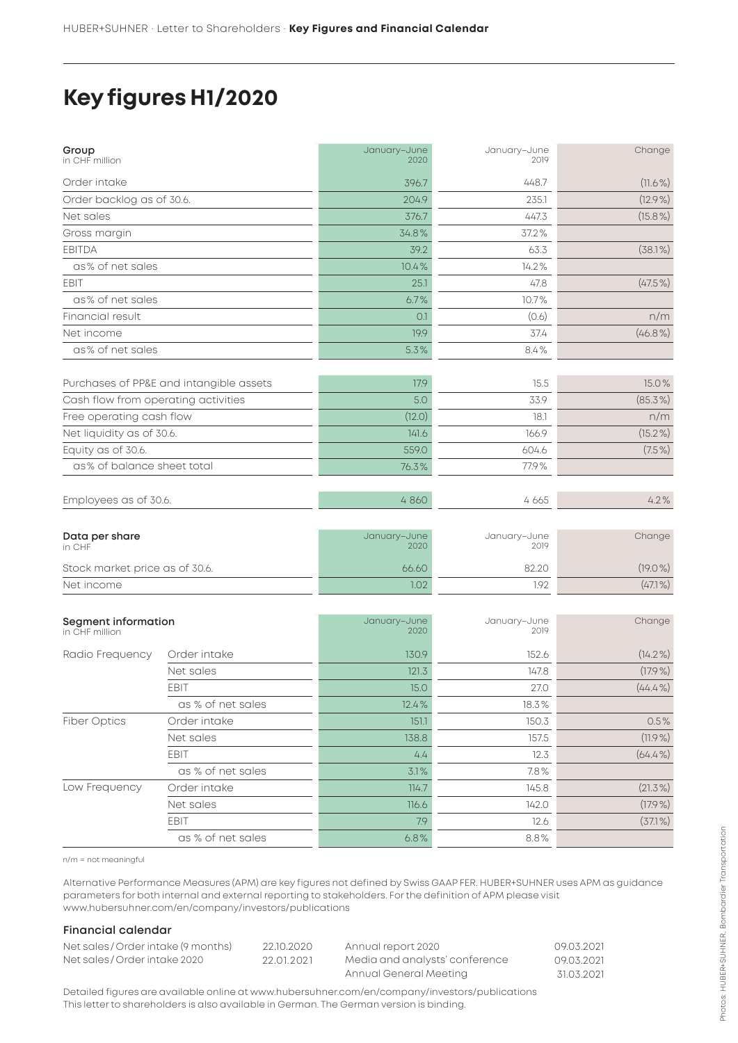# Key figures H1/2020

| Group<br>in CHF million | January–June 2020 | January–June 2019 | Change |
|---|---|---|---|
| Order intake | 396.7 | 448.7 | (11.6%) |
| Order backlog as of 30.6. | 204.9 | 235.1 | (12.9%) |
| Net sales | 376.7 | 447.3 | (15.8%) |
| Gross margin | 34.8% | 37.2% | |
| EBITDA | 39.2 | 63.3 | (38.1%) |
| as% of net sales | 10.4% | 14.2% | |
| EBIT | 25.1 | 47.8 | (47.5%) |
| as% of net sales | 6.7% | 10.7% | |
| Financial result | 0.1 | (0.6) | n/m |
| Net income | 19.9 | 37.4 | (46.8%) |
| as% of net sales | 5.3% | 8.4% | |
| | | | |
| Purchases of PP&E and intangible assets | 17.9 | 15.5 | 15.0% |
| Cash flow from operating activities | 5.0 | 33.9 | (85.3%) |
| Free operating cash flow | (12.0) | 18.1 | n/m |
| Net liquidity as of 30.6. | 141.6 | 166.9 | (15.2%) |
| Equity as of 30.6. | 559.0 | 604.6 | (7.5%) |
| as% of balance sheet total | 76.3% | 77.9% | |
| | | | |
| Employees as of 30.6. | 4 860 | 4 665 | 4.2% |

| Data per share<br>in CHF | January–June 2020 | January–June 2019 | Change |
|---|---|---|---|
| Stock market price as of 30.6. | 66.60 | 82.20 | (19.0%) |
| Net income | 1.02 | 1.92 | (47.1%) |

| Segment information<br>in CHF million | | January–June 2020 | January–June 2019 | Change |
|---|---|---|---|---|
| Radio Frequency | Order intake | 130.9 | 152.6 | (14.2%) |
| | Net sales | 121.3 | 147.8 | (17.9%) |
| | EBIT | 15.0 | 27.0 | (44.4%) |
| | as % of net sales | 12.4% | 18.3% | |
| Fiber Optics | Order intake | 151.1 | 150.3 | 0.5% |
| | Net sales | 138.8 | 157.5 | (11.9%) |
| | EBIT | 4.4 | 12.3 | (64.4%) |
| | as % of net sales | 3.1% | 7.8% | |
| Low Frequency | Order intake | 114.7 | 145.8 | (21.3%) |
| | Net sales | 116.6 | 142.0 | (17.9%) |
| | EBIT | 7.9 | 12.6 | (37.1%) |
| | as % of net sales | 6.8% | 8.8% | |

n/m = not meaningful

Alternative Performance Measures (APM) are key figures not defined by Swiss GAAP FER. HUBER+SUHNER uses APM as guidance parameters for both internal and external reporting to stakeholders. For the definition of APM please visit www.hubersuhner.com/en/company/investors/publications

## Financial calendar

| | | | |
|---|---|---|---|
| Net sales / Order intake (9 months) | 22.10.2020 | Annual report 2020 | 09.03.2021 |
| Net sales / Order intake 2020 | 22.01.2021 | Media and analysts' conference | 09.03.2021 |
| | | Annual General Meeting | 31.03.2021 |

Detailed figures are available online at www.hubersuhner.com/en/company/investors/publications
This letter to shareholders is also available in German. The German version is binding.

Photos: HUBER+SUHNER, Bombardier Transportation